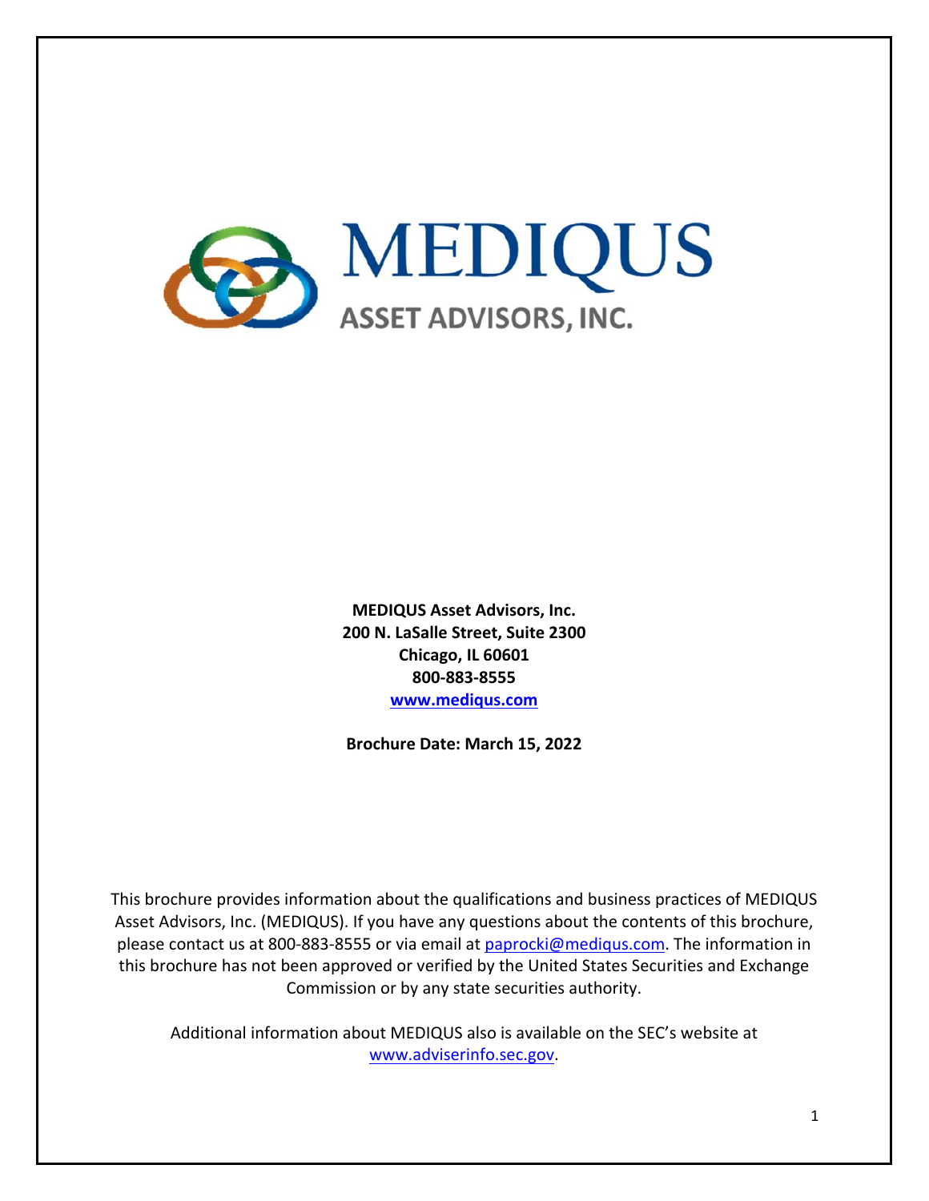# MEDIQUS

## ASSET ADVISORS, INC.

**MEDIQUS Asset Advisors, Inc.**
**200 N. LaSalle Street, Suite 2300**
**Chicago, IL 60601**
**800-883-8555**
**www.mediqus.com**

**Brochure Date: March 15, 2022**

This brochure provides information about the qualifications and business practices of MEDIQUS Asset Advisors, Inc. (MEDIQUS). If you have any questions about the contents of this brochure, please contact us at 800-883-8555 or via email at paprocki@mediqus.com. The information in this brochure has not been approved or verified by the United States Securities and Exchange Commission or by any state securities authority.

Additional information about MEDIQUS also is available on the SEC's website at www.adviserinfo.sec.gov.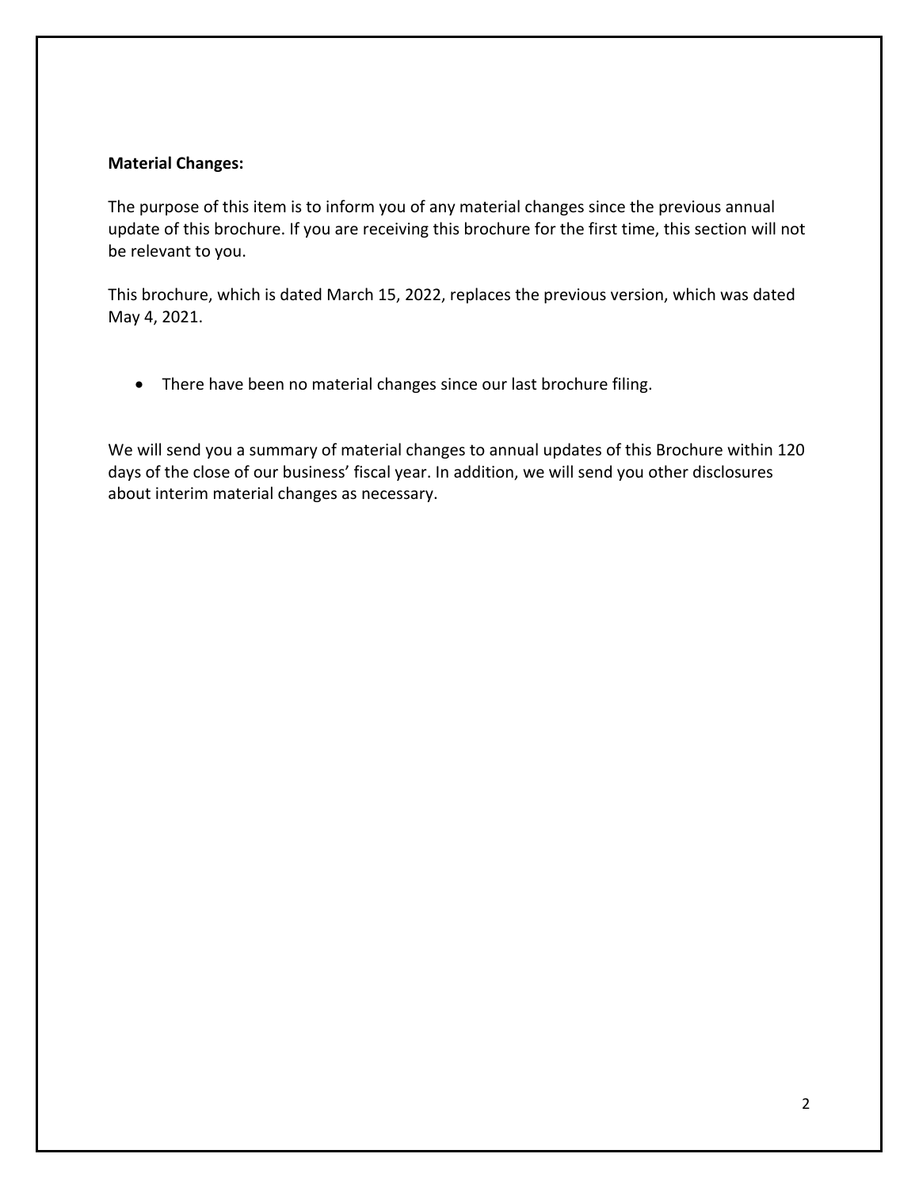**Material Changes:**

The purpose of this item is to inform you of any material changes since the previous annual update of this brochure. If you are receiving this brochure for the first time, this section will not be relevant to you.

This brochure, which is dated March 15, 2022, replaces the previous version, which was dated May 4, 2021.

- There have been no material changes since our last brochure filing.

We will send you a summary of material changes to annual updates of this Brochure within 120 days of the close of our business' fiscal year. In addition, we will send you other disclosures about interim material changes as necessary.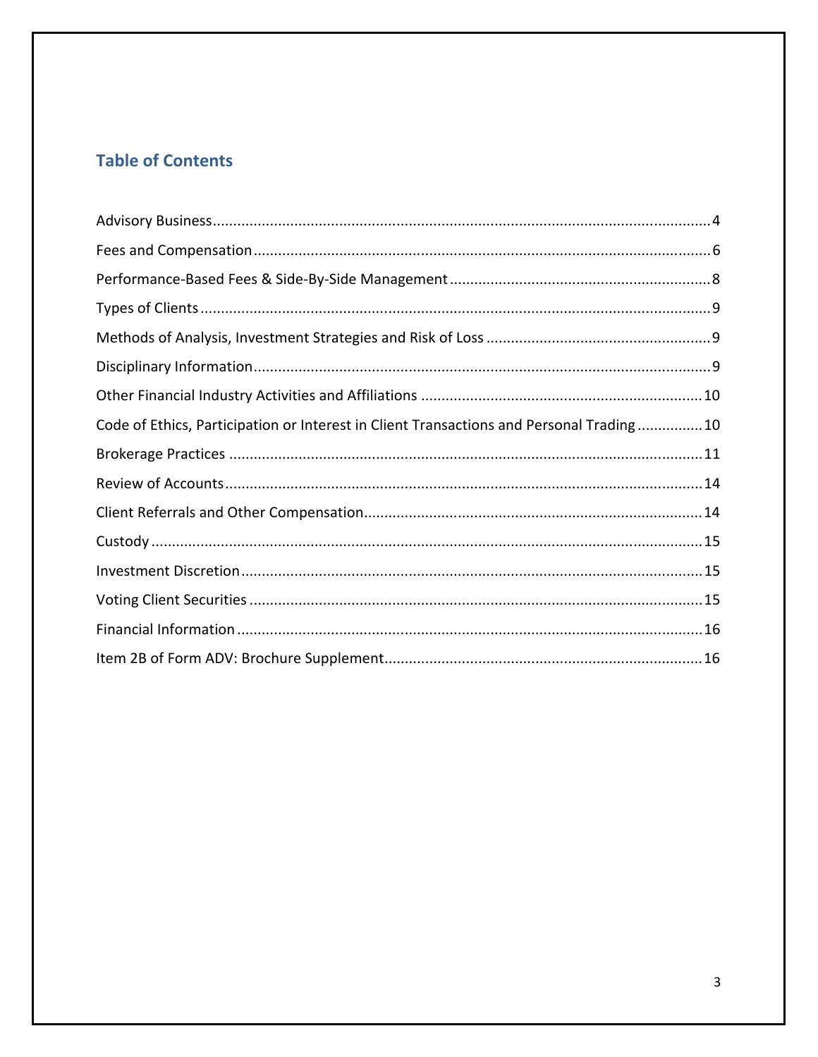## Table of Contents

Advisory Business.......................................................................................................................4

Fees and Compensation..............................................................................................................6

Performance-Based Fees & Side-By-Side Management..............................................................8

Types of Clients...........................................................................................................................9

Methods of Analysis, Investment Strategies and Risk of Loss.....................................................9

Disciplinary Information..............................................................................................................9

Other Financial Industry Activities and Affiliations...................................................................10

Code of Ethics, Participation or Interest in Client Transactions and Personal Trading...............10

Brokerage Practices..................................................................................................................11

Review of Accounts...................................................................................................................14

Client Referrals and Other Compensation.................................................................................14

Custody.....................................................................................................................................15

Investment Discretion...............................................................................................................15

Voting Client Securities.............................................................................................................15

Financial Information................................................................................................................16

Item 2B of Form ADV: Brochure Supplement............................................................................16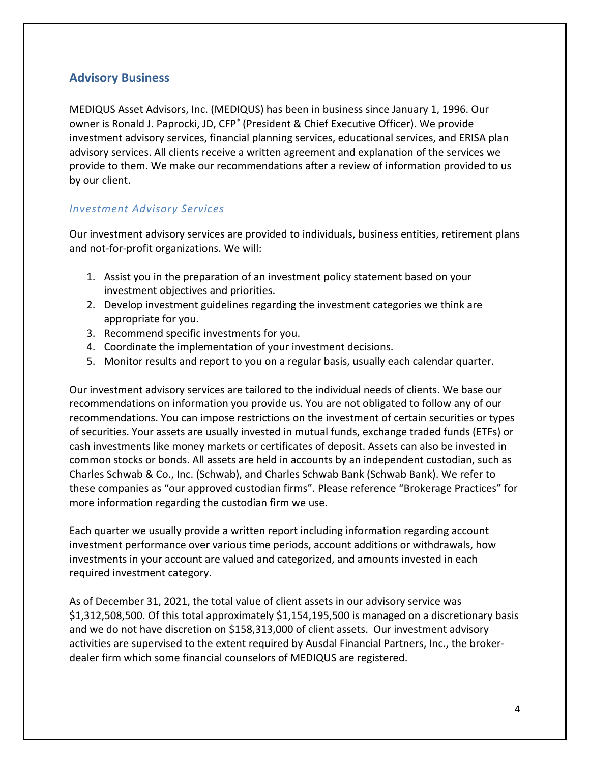## Advisory Business

MEDIQUS Asset Advisors, Inc. (MEDIQUS) has been in business since January 1, 1996. Our owner is Ronald J. Paprocki, JD, CFP® (President & Chief Executive Officer). We provide investment advisory services, financial planning services, educational services, and ERISA plan advisory services. All clients receive a written agreement and explanation of the services we provide to them. We make our recommendations after a review of information provided to us by our client.

### *Investment Advisory Services*

Our investment advisory services are provided to individuals, business entities, retirement plans and not-for-profit organizations. We will:

1. Assist you in the preparation of an investment policy statement based on your investment objectives and priorities.
2. Develop investment guidelines regarding the investment categories we think are appropriate for you.
3. Recommend specific investments for you.
4. Coordinate the implementation of your investment decisions.
5. Monitor results and report to you on a regular basis, usually each calendar quarter.

Our investment advisory services are tailored to the individual needs of clients. We base our recommendations on information you provide us. You are not obligated to follow any of our recommendations. You can impose restrictions on the investment of certain securities or types of securities. Your assets are usually invested in mutual funds, exchange traded funds (ETFs) or cash investments like money markets or certificates of deposit. Assets can also be invested in common stocks or bonds. All assets are held in accounts by an independent custodian, such as Charles Schwab & Co., Inc. (Schwab), and Charles Schwab Bank (Schwab Bank). We refer to these companies as "our approved custodian firms". Please reference "Brokerage Practices" for more information regarding the custodian firm we use.

Each quarter we usually provide a written report including information regarding account investment performance over various time periods, account additions or withdrawals, how investments in your account are valued and categorized, and amounts invested in each required investment category.

As of December 31, 2021, the total value of client assets in our advisory service was $1,312,508,500. Of this total approximately $1,154,195,500 is managed on a discretionary basis and we do not have discretion on $158,313,000 of client assets. Our investment advisory activities are supervised to the extent required by Ausdal Financial Partners, Inc., the broker-dealer firm which some financial counselors of MEDIQUS are registered.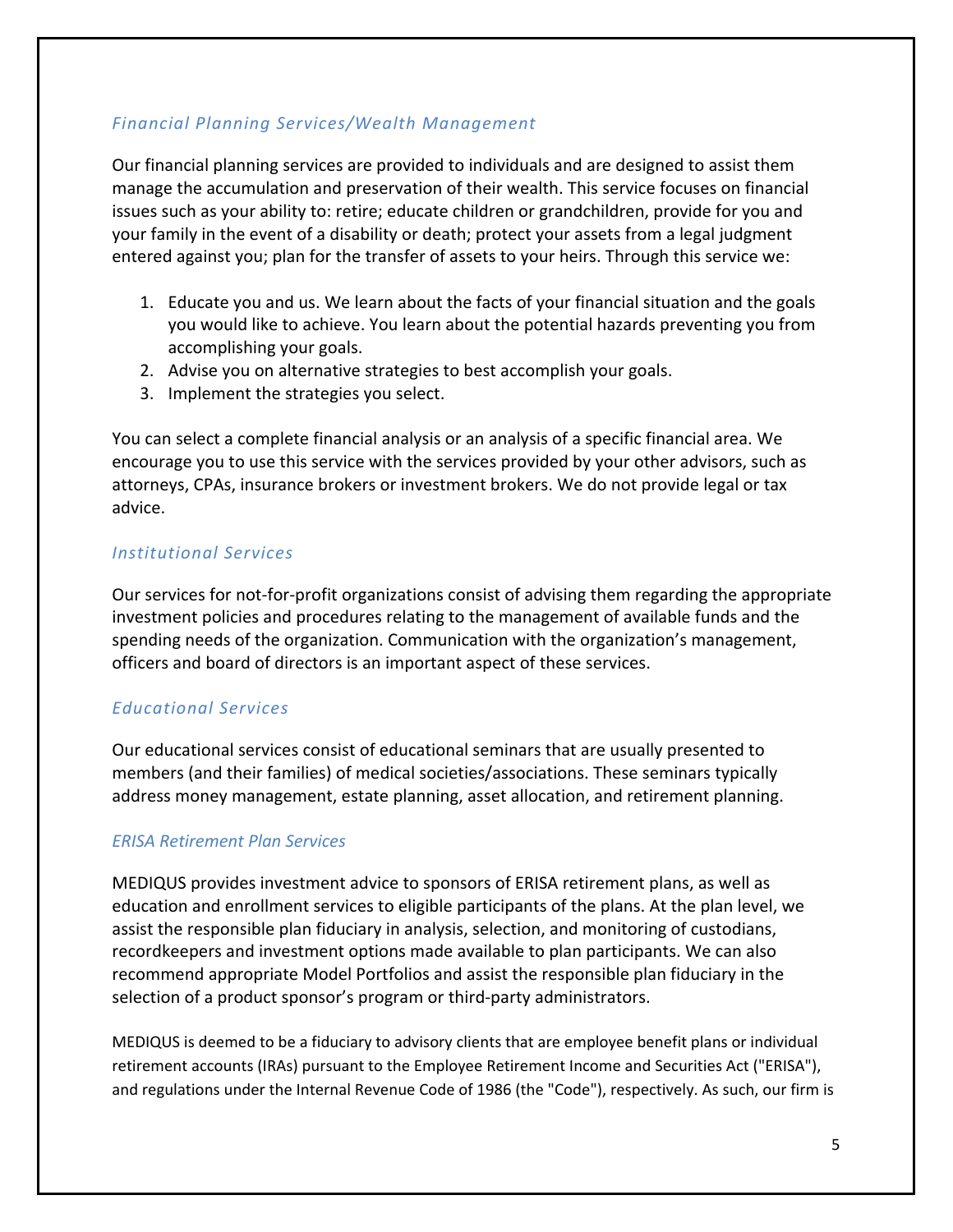### *Financial Planning Services/Wealth Management*

Our financial planning services are provided to individuals and are designed to assist them manage the accumulation and preservation of their wealth. This service focuses on financial issues such as your ability to: retire; educate children or grandchildren, provide for you and your family in the event of a disability or death; protect your assets from a legal judgment entered against you; plan for the transfer of assets to your heirs. Through this service we:

1. Educate you and us. We learn about the facts of your financial situation and the goals you would like to achieve. You learn about the potential hazards preventing you from accomplishing your goals.
2. Advise you on alternative strategies to best accomplish your goals.
3. Implement the strategies you select.

You can select a complete financial analysis or an analysis of a specific financial area. We encourage you to use this service with the services provided by your other advisors, such as attorneys, CPAs, insurance brokers or investment brokers. We do not provide legal or tax advice.

### *Institutional Services*

Our services for not-for-profit organizations consist of advising them regarding the appropriate investment policies and procedures relating to the management of available funds and the spending needs of the organization. Communication with the organization's management, officers and board of directors is an important aspect of these services.

### *Educational Services*

Our educational services consist of educational seminars that are usually presented to members (and their families) of medical societies/associations. These seminars typically address money management, estate planning, asset allocation, and retirement planning.

### *ERISA Retirement Plan Services*

MEDIQUS provides investment advice to sponsors of ERISA retirement plans, as well as education and enrollment services to eligible participants of the plans. At the plan level, we assist the responsible plan fiduciary in analysis, selection, and monitoring of custodians, recordkeepers and investment options made available to plan participants. We can also recommend appropriate Model Portfolios and assist the responsible plan fiduciary in the selection of a product sponsor's program or third-party administrators.

MEDIQUS is deemed to be a fiduciary to advisory clients that are employee benefit plans or individual retirement accounts (IRAs) pursuant to the Employee Retirement Income and Securities Act ("ERISA"), and regulations under the Internal Revenue Code of 1986 (the "Code"), respectively. As such, our firm is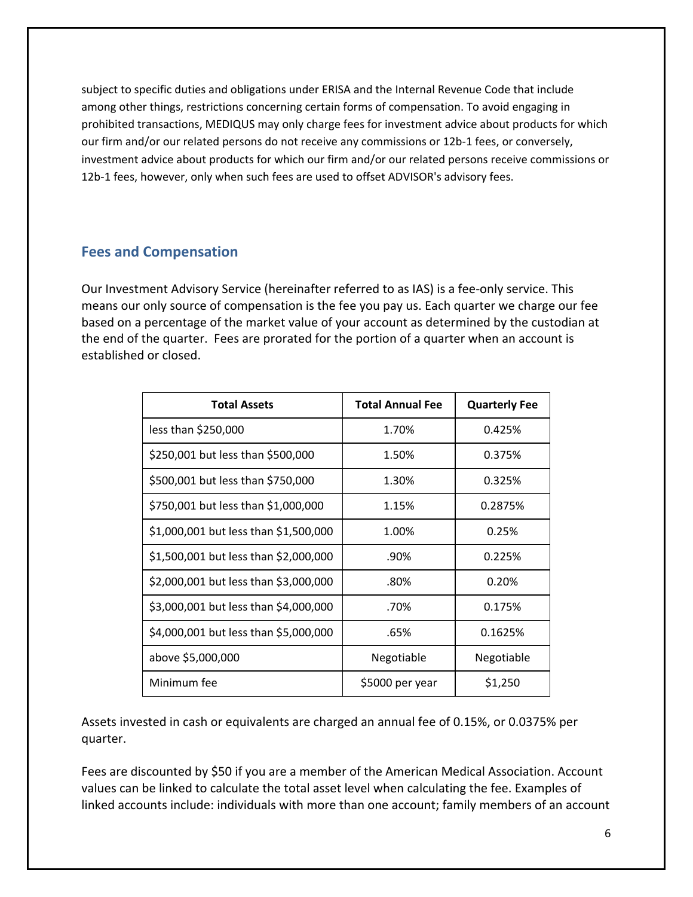subject to specific duties and obligations under ERISA and the Internal Revenue Code that include among other things, restrictions concerning certain forms of compensation. To avoid engaging in prohibited transactions, MEDIQUS may only charge fees for investment advice about products for which our firm and/or our related persons do not receive any commissions or 12b-1 fees, or conversely, investment advice about products for which our firm and/or our related persons receive commissions or 12b-1 fees, however, only when such fees are used to offset ADVISOR's advisory fees.

## Fees and Compensation

Our Investment Advisory Service (hereinafter referred to as IAS) is a fee-only service. This means our only source of compensation is the fee you pay us. Each quarter we charge our fee based on a percentage of the market value of your account as determined by the custodian at the end of the quarter. Fees are prorated for the portion of a quarter when an account is established or closed.

| Total Assets | Total Annual Fee | Quarterly Fee |
|---|---|---|
| less than $250,000 | 1.70% | 0.425% |
| $250,001 but less than $500,000 | 1.50% | 0.375% |
| $500,001 but less than $750,000 | 1.30% | 0.325% |
| $750,001 but less than $1,000,000 | 1.15% | 0.2875% |
| $1,000,001 but less than $1,500,000 | 1.00% | 0.25% |
| $1,500,001 but less than $2,000,000 | .90% | 0.225% |
| $2,000,001 but less than $3,000,000 | .80% | 0.20% |
| $3,000,001 but less than $4,000,000 | .70% | 0.175% |
| $4,000,001 but less than $5,000,000 | .65% | 0.1625% |
| above $5,000,000 | Negotiable | Negotiable |
| Minimum fee | $5000 per year | $1,250 |

Assets invested in cash or equivalents are charged an annual fee of 0.15%, or 0.0375% per quarter.

Fees are discounted by $50 if you are a member of the American Medical Association. Account values can be linked to calculate the total asset level when calculating the fee. Examples of linked accounts include: individuals with more than one account; family members of an account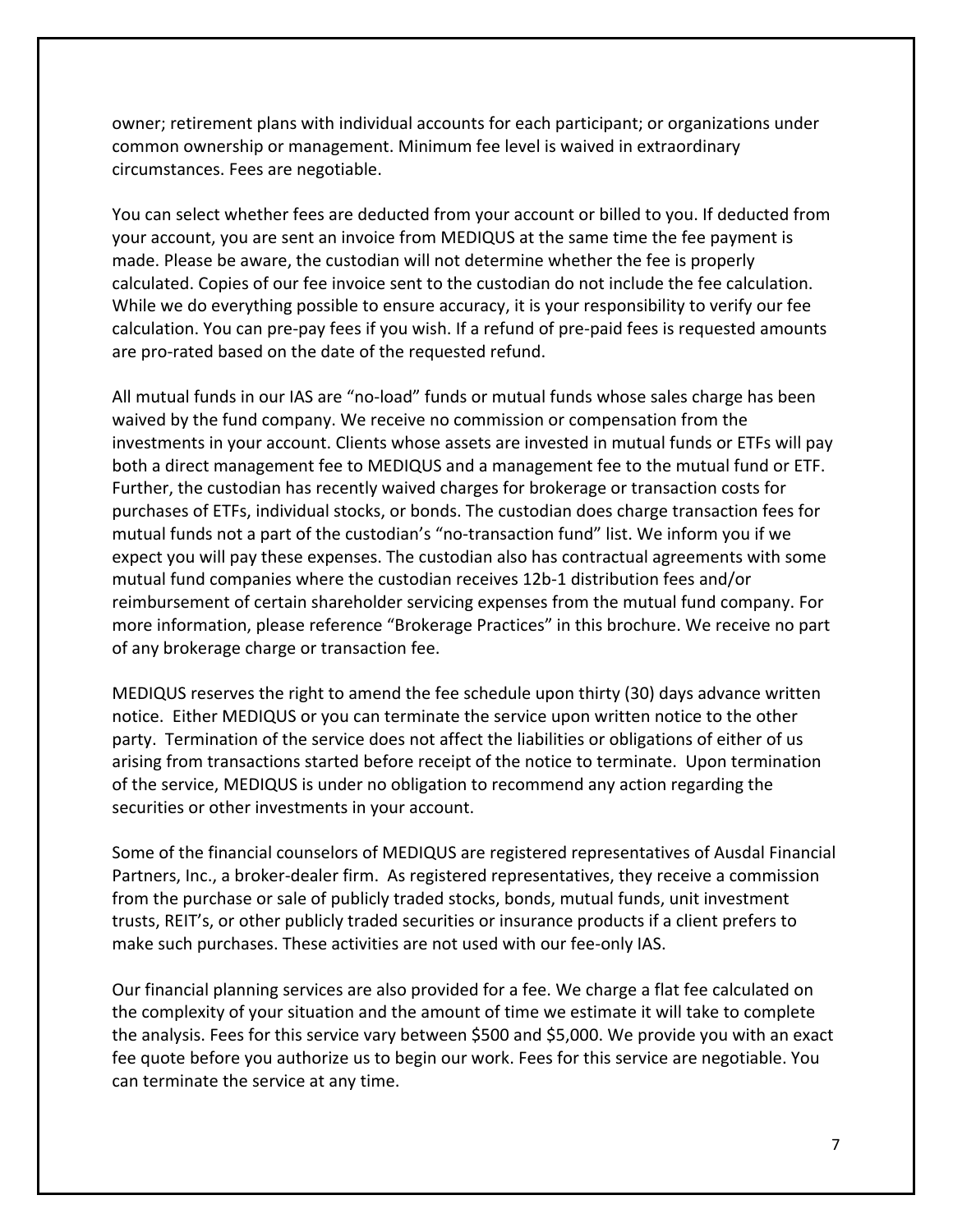owner; retirement plans with individual accounts for each participant; or organizations under common ownership or management. Minimum fee level is waived in extraordinary circumstances. Fees are negotiable.

You can select whether fees are deducted from your account or billed to you. If deducted from your account, you are sent an invoice from MEDIQUS at the same time the fee payment is made. Please be aware, the custodian will not determine whether the fee is properly calculated. Copies of our fee invoice sent to the custodian do not include the fee calculation. While we do everything possible to ensure accuracy, it is your responsibility to verify our fee calculation. You can pre-pay fees if you wish. If a refund of pre-paid fees is requested amounts are pro-rated based on the date of the requested refund.

All mutual funds in our IAS are "no-load" funds or mutual funds whose sales charge has been waived by the fund company. We receive no commission or compensation from the investments in your account. Clients whose assets are invested in mutual funds or ETFs will pay both a direct management fee to MEDIQUS and a management fee to the mutual fund or ETF. Further, the custodian has recently waived charges for brokerage or transaction costs for purchases of ETFs, individual stocks, or bonds. The custodian does charge transaction fees for mutual funds not a part of the custodian's "no-transaction fund" list. We inform you if we expect you will pay these expenses. The custodian also has contractual agreements with some mutual fund companies where the custodian receives 12b-1 distribution fees and/or reimbursement of certain shareholder servicing expenses from the mutual fund company. For more information, please reference "Brokerage Practices" in this brochure. We receive no part of any brokerage charge or transaction fee.

MEDIQUS reserves the right to amend the fee schedule upon thirty (30) days advance written notice. Either MEDIQUS or you can terminate the service upon written notice to the other party. Termination of the service does not affect the liabilities or obligations of either of us arising from transactions started before receipt of the notice to terminate. Upon termination of the service, MEDIQUS is under no obligation to recommend any action regarding the securities or other investments in your account.

Some of the financial counselors of MEDIQUS are registered representatives of Ausdal Financial Partners, Inc., a broker-dealer firm. As registered representatives, they receive a commission from the purchase or sale of publicly traded stocks, bonds, mutual funds, unit investment trusts, REIT's, or other publicly traded securities or insurance products if a client prefers to make such purchases. These activities are not used with our fee-only IAS.

Our financial planning services are also provided for a fee. We charge a flat fee calculated on the complexity of your situation and the amount of time we estimate it will take to complete the analysis. Fees for this service vary between $500 and $5,000. We provide you with an exact fee quote before you authorize us to begin our work. Fees for this service are negotiable. You can terminate the service at any time.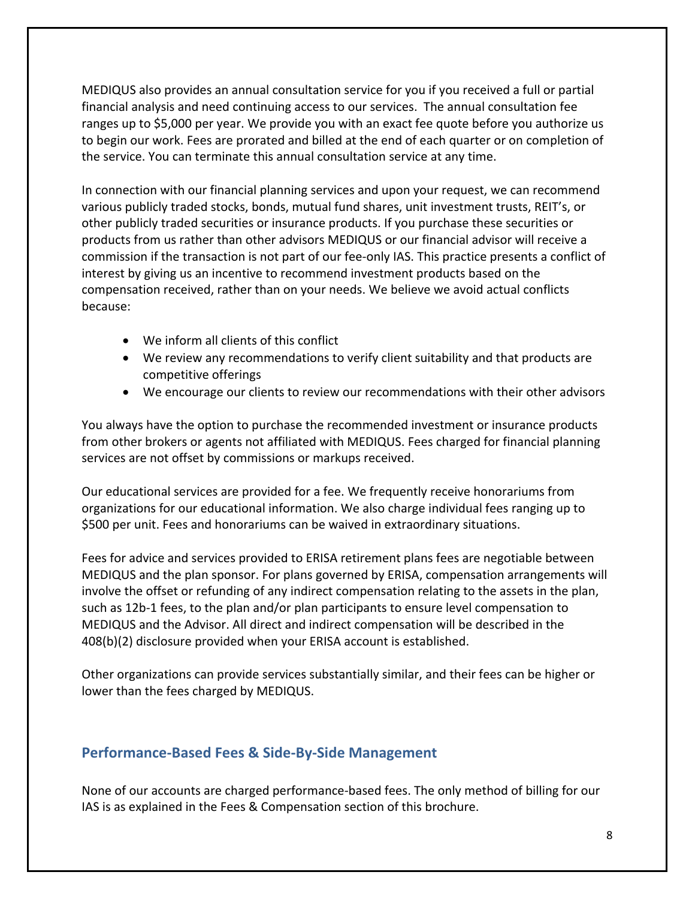MEDIQUS also provides an annual consultation service for you if you received a full or partial financial analysis and need continuing access to our services. The annual consultation fee ranges up to $5,000 per year. We provide you with an exact fee quote before you authorize us to begin our work. Fees are prorated and billed at the end of each quarter or on completion of the service. You can terminate this annual consultation service at any time.

In connection with our financial planning services and upon your request, we can recommend various publicly traded stocks, bonds, mutual fund shares, unit investment trusts, REIT's, or other publicly traded securities or insurance products. If you purchase these securities or products from us rather than other advisors MEDIQUS or our financial advisor will receive a commission if the transaction is not part of our fee-only IAS. This practice presents a conflict of interest by giving us an incentive to recommend investment products based on the compensation received, rather than on your needs. We believe we avoid actual conflicts because:

- We inform all clients of this conflict
- We review any recommendations to verify client suitability and that products are competitive offerings
- We encourage our clients to review our recommendations with their other advisors

You always have the option to purchase the recommended investment or insurance products from other brokers or agents not affiliated with MEDIQUS. Fees charged for financial planning services are not offset by commissions or markups received.

Our educational services are provided for a fee. We frequently receive honorariums from organizations for our educational information. We also charge individual fees ranging up to $500 per unit. Fees and honorariums can be waived in extraordinary situations.

Fees for advice and services provided to ERISA retirement plans fees are negotiable between MEDIQUS and the plan sponsor. For plans governed by ERISA, compensation arrangements will involve the offset or refunding of any indirect compensation relating to the assets in the plan, such as 12b-1 fees, to the plan and/or plan participants to ensure level compensation to MEDIQUS and the Advisor. All direct and indirect compensation will be described in the 408(b)(2) disclosure provided when your ERISA account is established.

Other organizations can provide services substantially similar, and their fees can be higher or lower than the fees charged by MEDIQUS.

## Performance-Based Fees & Side-By-Side Management

None of our accounts are charged performance-based fees. The only method of billing for our IAS is as explained in the Fees & Compensation section of this brochure.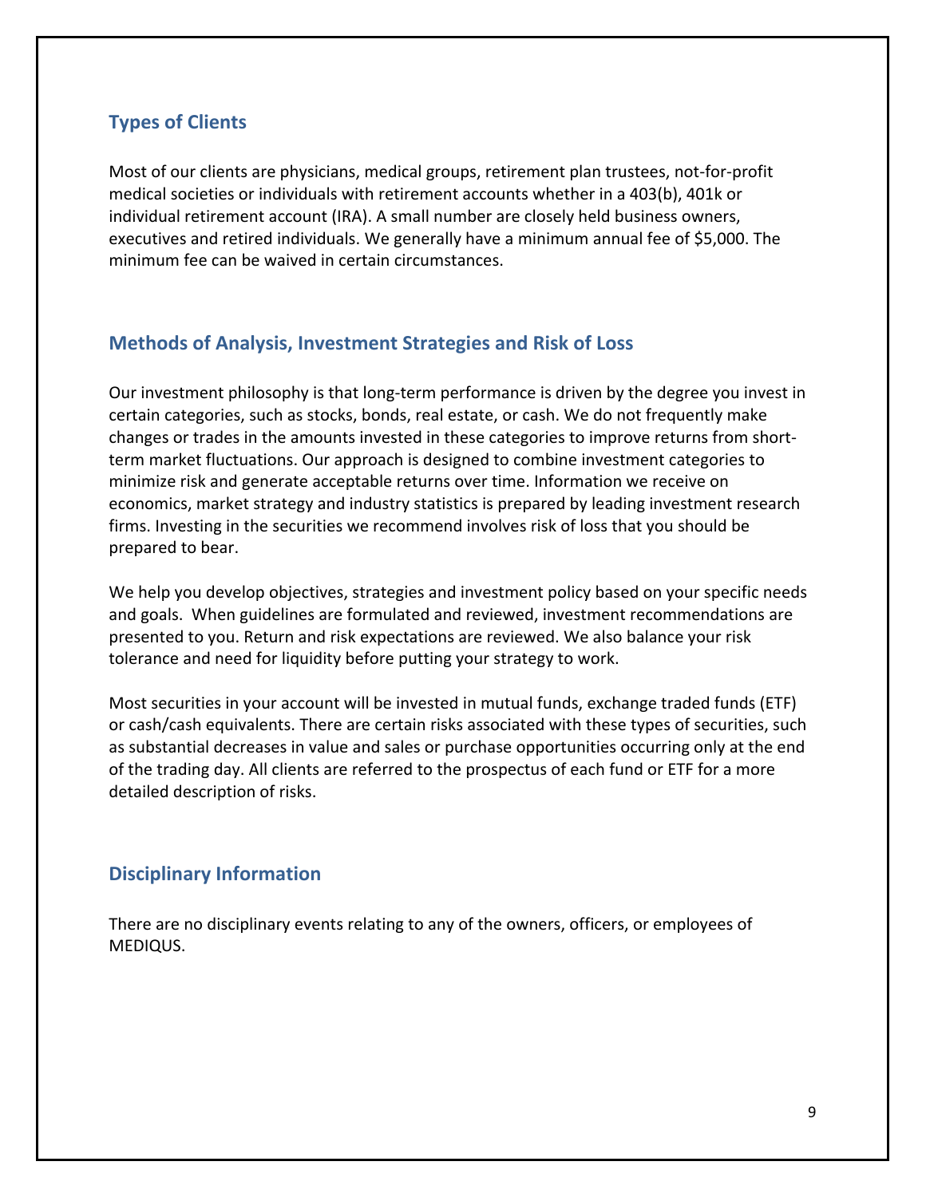## Types of Clients

Most of our clients are physicians, medical groups, retirement plan trustees, not-for-profit medical societies or individuals with retirement accounts whether in a 403(b), 401k or individual retirement account (IRA). A small number are closely held business owners, executives and retired individuals. We generally have a minimum annual fee of $5,000. The minimum fee can be waived in certain circumstances.

## Methods of Analysis, Investment Strategies and Risk of Loss

Our investment philosophy is that long-term performance is driven by the degree you invest in certain categories, such as stocks, bonds, real estate, or cash. We do not frequently make changes or trades in the amounts invested in these categories to improve returns from short-term market fluctuations. Our approach is designed to combine investment categories to minimize risk and generate acceptable returns over time. Information we receive on economics, market strategy and industry statistics is prepared by leading investment research firms. Investing in the securities we recommend involves risk of loss that you should be prepared to bear.

We help you develop objectives, strategies and investment policy based on your specific needs and goals. When guidelines are formulated and reviewed, investment recommendations are presented to you. Return and risk expectations are reviewed. We also balance your risk tolerance and need for liquidity before putting your strategy to work.

Most securities in your account will be invested in mutual funds, exchange traded funds (ETF) or cash/cash equivalents. There are certain risks associated with these types of securities, such as substantial decreases in value and sales or purchase opportunities occurring only at the end of the trading day. All clients are referred to the prospectus of each fund or ETF for a more detailed description of risks.

## Disciplinary Information

There are no disciplinary events relating to any of the owners, officers, or employees of MEDIQUS.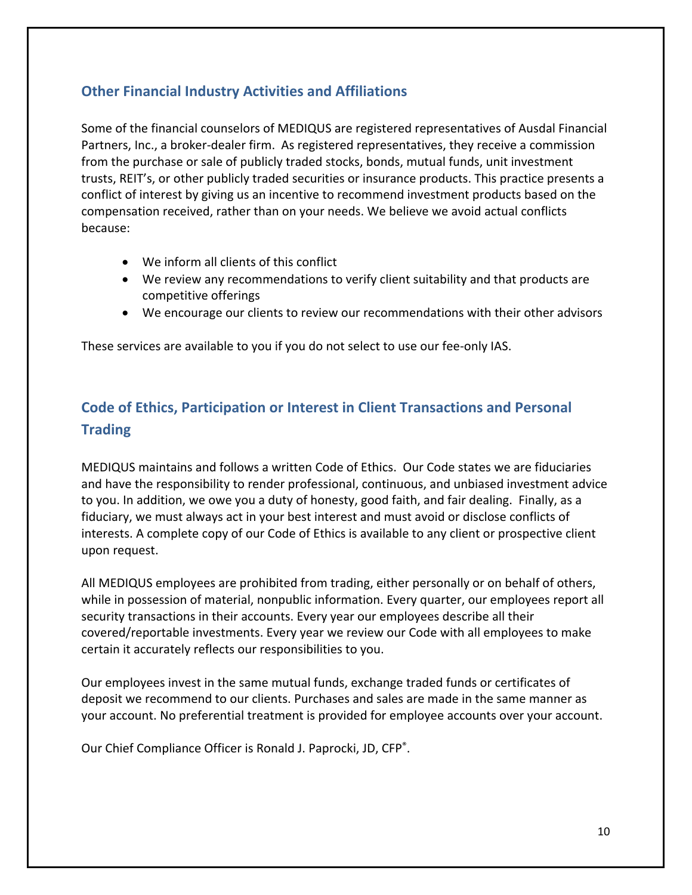## Other Financial Industry Activities and Affiliations

Some of the financial counselors of MEDIQUS are registered representatives of Ausdal Financial Partners, Inc., a broker-dealer firm. As registered representatives, they receive a commission from the purchase or sale of publicly traded stocks, bonds, mutual funds, unit investment trusts, REIT's, or other publicly traded securities or insurance products. This practice presents a conflict of interest by giving us an incentive to recommend investment products based on the compensation received, rather than on your needs. We believe we avoid actual conflicts because:

- We inform all clients of this conflict
- We review any recommendations to verify client suitability and that products are competitive offerings
- We encourage our clients to review our recommendations with their other advisors

These services are available to you if you do not select to use our fee-only IAS.

## Code of Ethics, Participation or Interest in Client Transactions and Personal Trading

MEDIQUS maintains and follows a written Code of Ethics. Our Code states we are fiduciaries and have the responsibility to render professional, continuous, and unbiased investment advice to you. In addition, we owe you a duty of honesty, good faith, and fair dealing. Finally, as a fiduciary, we must always act in your best interest and must avoid or disclose conflicts of interests. A complete copy of our Code of Ethics is available to any client or prospective client upon request.

All MEDIQUS employees are prohibited from trading, either personally or on behalf of others, while in possession of material, nonpublic information. Every quarter, our employees report all security transactions in their accounts. Every year our employees describe all their covered/reportable investments. Every year we review our Code with all employees to make certain it accurately reflects our responsibilities to you.

Our employees invest in the same mutual funds, exchange traded funds or certificates of deposit we recommend to our clients. Purchases and sales are made in the same manner as your account. No preferential treatment is provided for employee accounts over your account.

Our Chief Compliance Officer is Ronald J. Paprocki, JD, CFP®.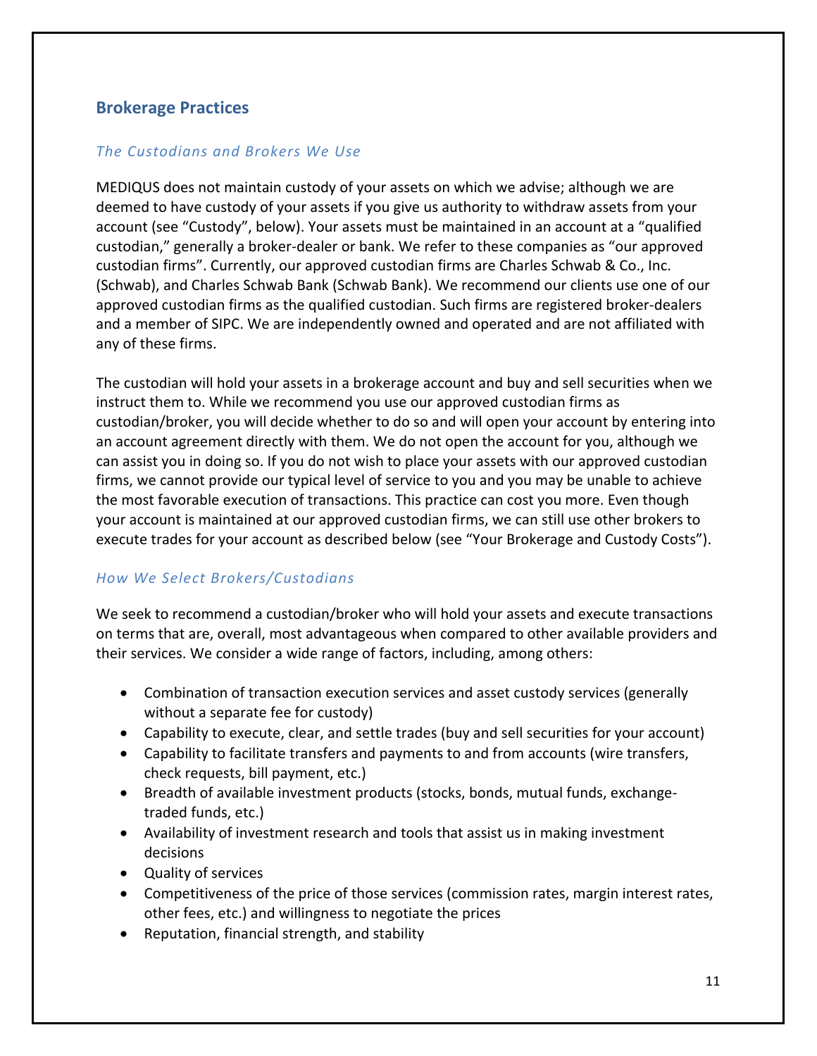## Brokerage Practices

### *The Custodians and Brokers We Use*

MEDIQUS does not maintain custody of your assets on which we advise; although we are deemed to have custody of your assets if you give us authority to withdraw assets from your account (see "Custody", below). Your assets must be maintained in an account at a "qualified custodian," generally a broker-dealer or bank. We refer to these companies as "our approved custodian firms". Currently, our approved custodian firms are Charles Schwab & Co., Inc. (Schwab), and Charles Schwab Bank (Schwab Bank). We recommend our clients use one of our approved custodian firms as the qualified custodian. Such firms are registered broker-dealers and a member of SIPC. We are independently owned and operated and are not affiliated with any of these firms.

The custodian will hold your assets in a brokerage account and buy and sell securities when we instruct them to. While we recommend you use our approved custodian firms as custodian/broker, you will decide whether to do so and will open your account by entering into an account agreement directly with them. We do not open the account for you, although we can assist you in doing so. If you do not wish to place your assets with our approved custodian firms, we cannot provide our typical level of service to you and you may be unable to achieve the most favorable execution of transactions. This practice can cost you more. Even though your account is maintained at our approved custodian firms, we can still use other brokers to execute trades for your account as described below (see "Your Brokerage and Custody Costs").

### *How We Select Brokers/Custodians*

We seek to recommend a custodian/broker who will hold your assets and execute transactions on terms that are, overall, most advantageous when compared to other available providers and their services. We consider a wide range of factors, including, among others:

- Combination of transaction execution services and asset custody services (generally without a separate fee for custody)
- Capability to execute, clear, and settle trades (buy and sell securities for your account)
- Capability to facilitate transfers and payments to and from accounts (wire transfers, check requests, bill payment, etc.)
- Breadth of available investment products (stocks, bonds, mutual funds, exchange-traded funds, etc.)
- Availability of investment research and tools that assist us in making investment decisions
- Quality of services
- Competitiveness of the price of those services (commission rates, margin interest rates, other fees, etc.) and willingness to negotiate the prices
- Reputation, financial strength, and stability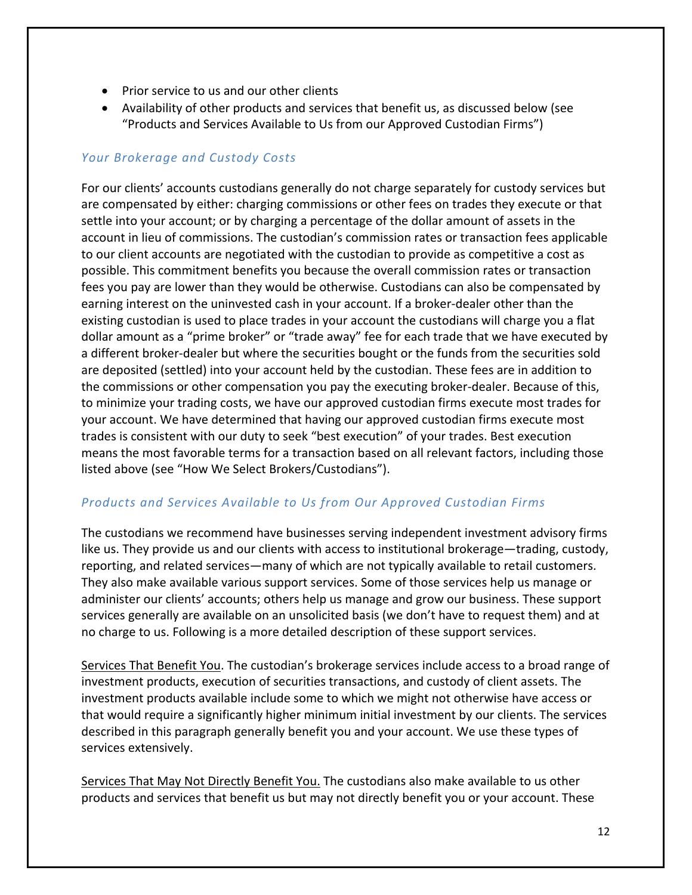- Prior service to us and our other clients
- Availability of other products and services that benefit us, as discussed below (see "Products and Services Available to Us from our Approved Custodian Firms")

### *Your Brokerage and Custody Costs*

For our clients' accounts custodians generally do not charge separately for custody services but are compensated by either: charging commissions or other fees on trades they execute or that settle into your account; or by charging a percentage of the dollar amount of assets in the account in lieu of commissions. The custodian's commission rates or transaction fees applicable to our client accounts are negotiated with the custodian to provide as competitive a cost as possible. This commitment benefits you because the overall commission rates or transaction fees you pay are lower than they would be otherwise. Custodians can also be compensated by earning interest on the uninvested cash in your account. If a broker-dealer other than the existing custodian is used to place trades in your account the custodians will charge you a flat dollar amount as a "prime broker" or "trade away" fee for each trade that we have executed by a different broker-dealer but where the securities bought or the funds from the securities sold are deposited (settled) into your account held by the custodian. These fees are in addition to the commissions or other compensation you pay the executing broker-dealer. Because of this, to minimize your trading costs, we have our approved custodian firms execute most trades for your account. We have determined that having our approved custodian firms execute most trades is consistent with our duty to seek "best execution" of your trades. Best execution means the most favorable terms for a transaction based on all relevant factors, including those listed above (see "How We Select Brokers/Custodians").

### *Products and Services Available to Us from Our Approved Custodian Firms*

The custodians we recommend have businesses serving independent investment advisory firms like us. They provide us and our clients with access to institutional brokerage—trading, custody, reporting, and related services—many of which are not typically available to retail customers. They also make available various support services. Some of those services help us manage or administer our clients' accounts; others help us manage and grow our business. These support services generally are available on an unsolicited basis (we don't have to request them) and at no charge to us. Following is a more detailed description of these support services.

<u>Services That Benefit You</u>. The custodian's brokerage services include access to a broad range of investment products, execution of securities transactions, and custody of client assets. The investment products available include some to which we might not otherwise have access or that would require a significantly higher minimum initial investment by our clients. The services described in this paragraph generally benefit you and your account. We use these types of services extensively.

<u>Services That May Not Directly Benefit You.</u> The custodians also make available to us other products and services that benefit us but may not directly benefit you or your account. These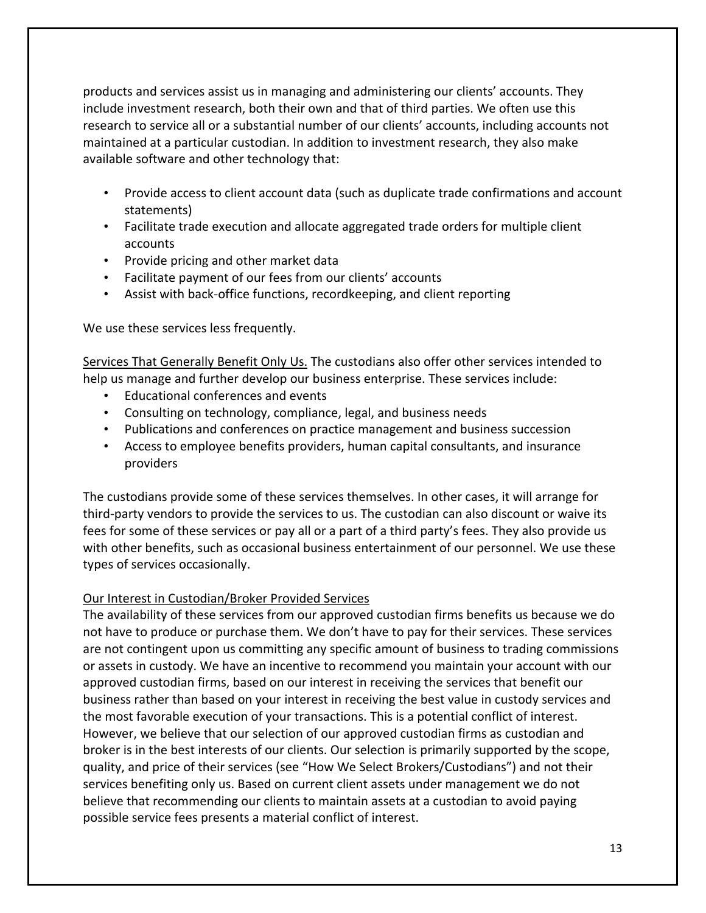products and services assist us in managing and administering our clients' accounts. They include investment research, both their own and that of third parties. We often use this research to service all or a substantial number of our clients' accounts, including accounts not maintained at a particular custodian. In addition to investment research, they also make available software and other technology that:

- Provide access to client account data (such as duplicate trade confirmations and account statements)
- Facilitate trade execution and allocate aggregated trade orders for multiple client accounts
- Provide pricing and other market data
- Facilitate payment of our fees from our clients' accounts
- Assist with back-office functions, recordkeeping, and client reporting

We use these services less frequently.

<u>Services That Generally Benefit Only Us.</u> The custodians also offer other services intended to help us manage and further develop our business enterprise. These services include:

- Educational conferences and events
- Consulting on technology, compliance, legal, and business needs
- Publications and conferences on practice management and business succession
- Access to employee benefits providers, human capital consultants, and insurance providers

The custodians provide some of these services themselves. In other cases, it will arrange for third-party vendors to provide the services to us. The custodian can also discount or waive its fees for some of these services or pay all or a part of a third party's fees. They also provide us with other benefits, such as occasional business entertainment of our personnel. We use these types of services occasionally.

<u>Our Interest in Custodian/Broker Provided Services</u>

The availability of these services from our approved custodian firms benefits us because we do not have to produce or purchase them. We don't have to pay for their services. These services are not contingent upon us committing any specific amount of business to trading commissions or assets in custody. We have an incentive to recommend you maintain your account with our approved custodian firms, based on our interest in receiving the services that benefit our business rather than based on your interest in receiving the best value in custody services and the most favorable execution of your transactions. This is a potential conflict of interest. However, we believe that our selection of our approved custodian firms as custodian and broker is in the best interests of our clients. Our selection is primarily supported by the scope, quality, and price of their services (see "How We Select Brokers/Custodians") and not their services benefiting only us. Based on current client assets under management we do not believe that recommending our clients to maintain assets at a custodian to avoid paying possible service fees presents a material conflict of interest.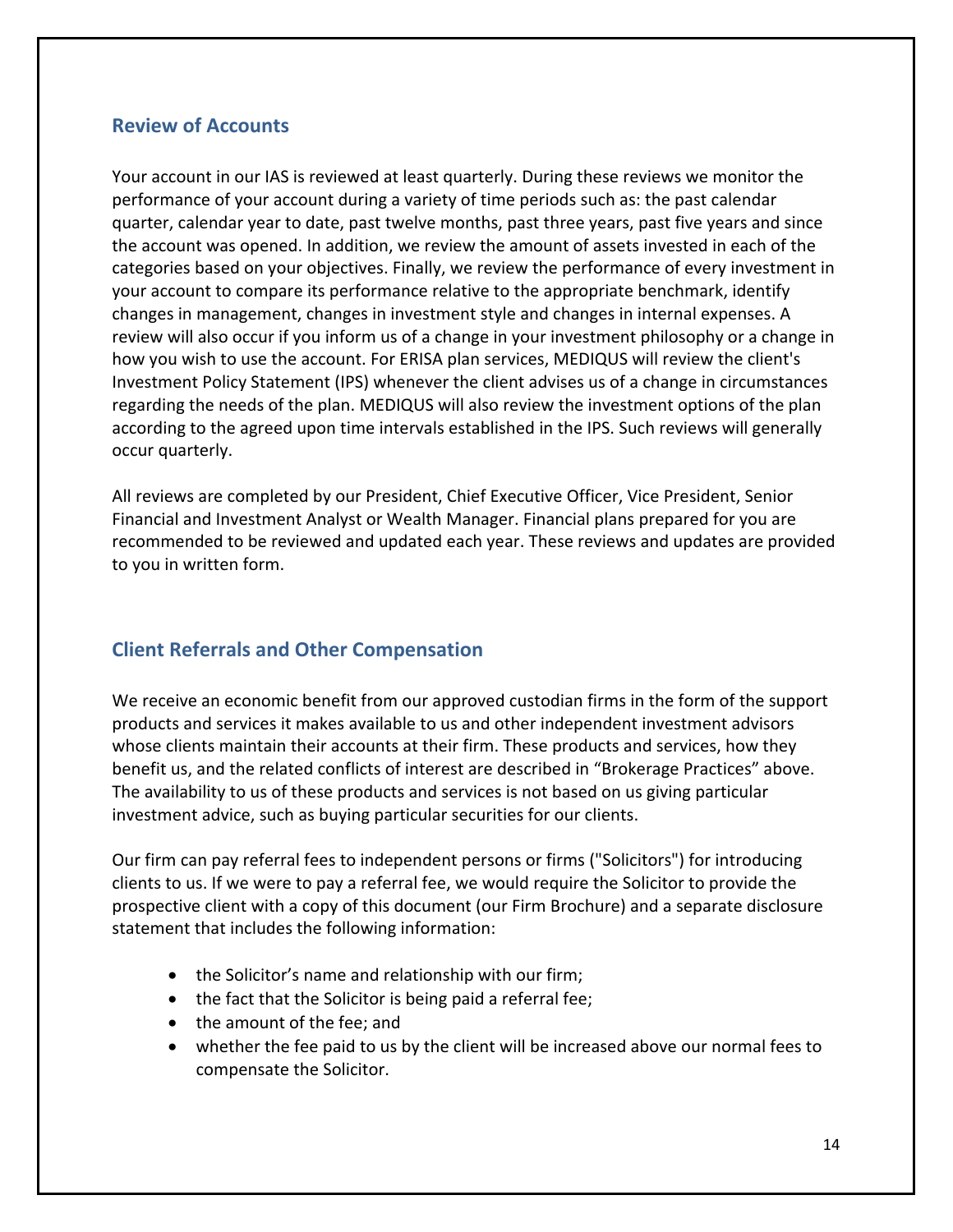## Review of Accounts

Your account in our IAS is reviewed at least quarterly. During these reviews we monitor the performance of your account during a variety of time periods such as: the past calendar quarter, calendar year to date, past twelve months, past three years, past five years and since the account was opened. In addition, we review the amount of assets invested in each of the categories based on your objectives. Finally, we review the performance of every investment in your account to compare its performance relative to the appropriate benchmark, identify changes in management, changes in investment style and changes in internal expenses. A review will also occur if you inform us of a change in your investment philosophy or a change in how you wish to use the account. For ERISA plan services, MEDIQUS will review the client's Investment Policy Statement (IPS) whenever the client advises us of a change in circumstances regarding the needs of the plan. MEDIQUS will also review the investment options of the plan according to the agreed upon time intervals established in the IPS. Such reviews will generally occur quarterly.

All reviews are completed by our President, Chief Executive Officer, Vice President, Senior Financial and Investment Analyst or Wealth Manager. Financial plans prepared for you are recommended to be reviewed and updated each year. These reviews and updates are provided to you in written form.

## Client Referrals and Other Compensation

We receive an economic benefit from our approved custodian firms in the form of the support products and services it makes available to us and other independent investment advisors whose clients maintain their accounts at their firm. These products and services, how they benefit us, and the related conflicts of interest are described in "Brokerage Practices" above. The availability to us of these products and services is not based on us giving particular investment advice, such as buying particular securities for our clients.

Our firm can pay referral fees to independent persons or firms ("Solicitors") for introducing clients to us. If we were to pay a referral fee, we would require the Solicitor to provide the prospective client with a copy of this document (our Firm Brochure) and a separate disclosure statement that includes the following information:

- the Solicitor's name and relationship with our firm;
- the fact that the Solicitor is being paid a referral fee;
- the amount of the fee; and
- whether the fee paid to us by the client will be increased above our normal fees to compensate the Solicitor.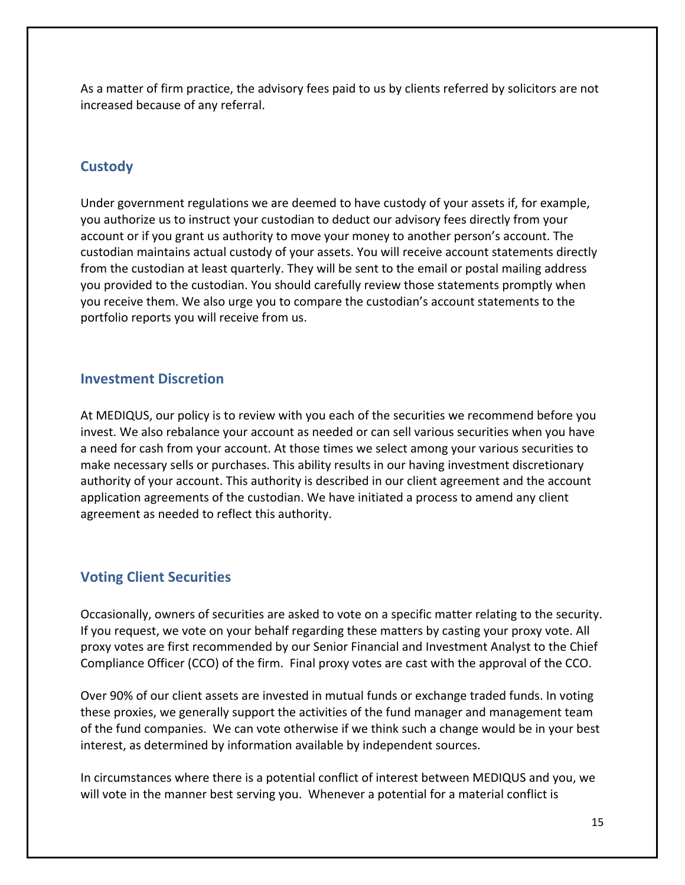As a matter of firm practice, the advisory fees paid to us by clients referred by solicitors are not increased because of any referral.

## Custody

Under government regulations we are deemed to have custody of your assets if, for example, you authorize us to instruct your custodian to deduct our advisory fees directly from your account or if you grant us authority to move your money to another person's account. The custodian maintains actual custody of your assets. You will receive account statements directly from the custodian at least quarterly. They will be sent to the email or postal mailing address you provided to the custodian. You should carefully review those statements promptly when you receive them. We also urge you to compare the custodian's account statements to the portfolio reports you will receive from us.

## Investment Discretion

At MEDIQUS, our policy is to review with you each of the securities we recommend before you invest. We also rebalance your account as needed or can sell various securities when you have a need for cash from your account. At those times we select among your various securities to make necessary sells or purchases. This ability results in our having investment discretionary authority of your account. This authority is described in our client agreement and the account application agreements of the custodian. We have initiated a process to amend any client agreement as needed to reflect this authority.

## Voting Client Securities

Occasionally, owners of securities are asked to vote on a specific matter relating to the security. If you request, we vote on your behalf regarding these matters by casting your proxy vote. All proxy votes are first recommended by our Senior Financial and Investment Analyst to the Chief Compliance Officer (CCO) of the firm. Final proxy votes are cast with the approval of the CCO.

Over 90% of our client assets are invested in mutual funds or exchange traded funds. In voting these proxies, we generally support the activities of the fund manager and management team of the fund companies. We can vote otherwise if we think such a change would be in your best interest, as determined by information available by independent sources.

In circumstances where there is a potential conflict of interest between MEDIQUS and you, we will vote in the manner best serving you. Whenever a potential for a material conflict is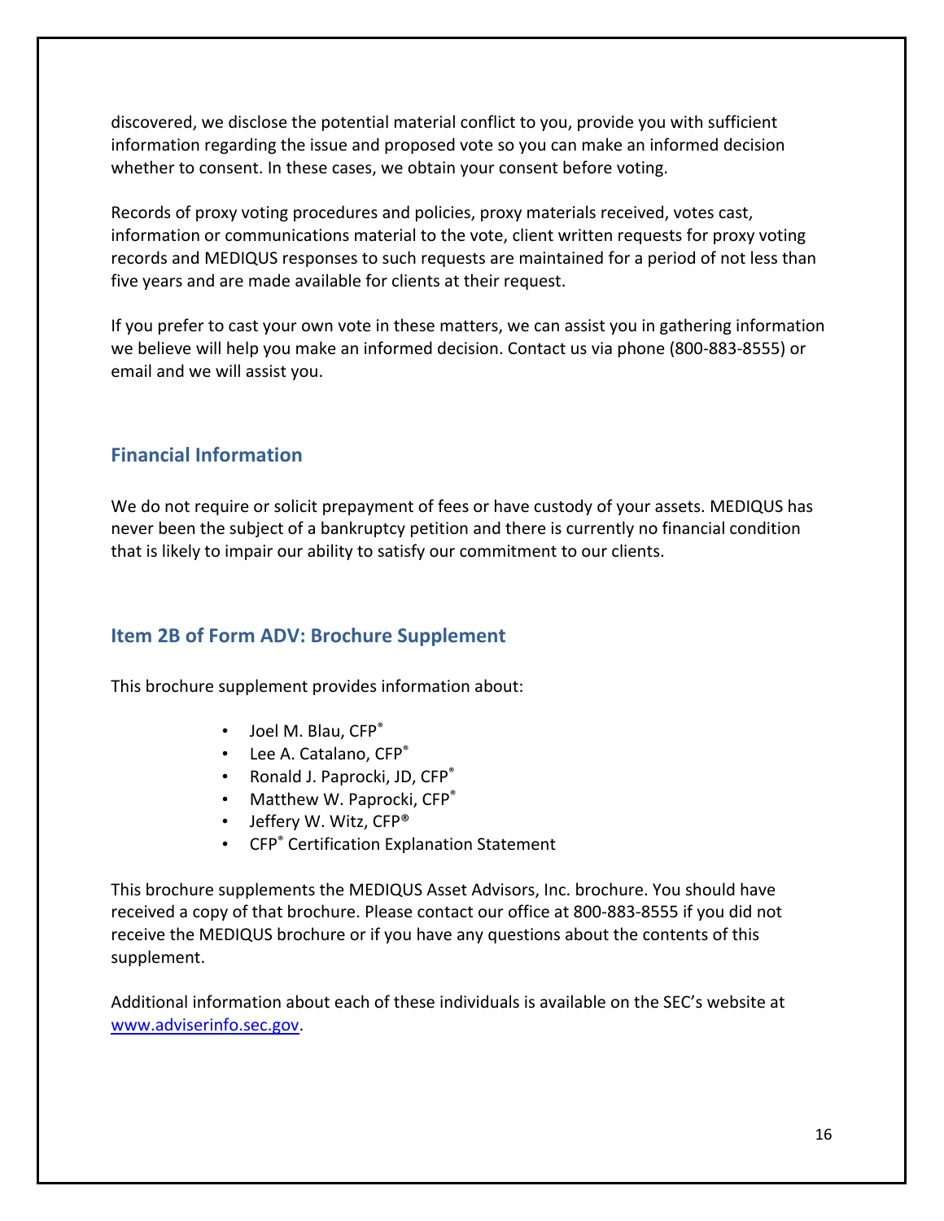discovered, we disclose the potential material conflict to you, provide you with sufficient information regarding the issue and proposed vote so you can make an informed decision whether to consent. In these cases, we obtain your consent before voting.

Records of proxy voting procedures and policies, proxy materials received, votes cast, information or communications material to the vote, client written requests for proxy voting records and MEDIQUS responses to such requests are maintained for a period of not less than five years and are made available for clients at their request.

If you prefer to cast your own vote in these matters, we can assist you in gathering information we believe will help you make an informed decision. Contact us via phone (800-883-8555) or email and we will assist you.

## Financial Information

We do not require or solicit prepayment of fees or have custody of your assets. MEDIQUS has never been the subject of a bankruptcy petition and there is currently no financial condition that is likely to impair our ability to satisfy our commitment to our clients.

## Item 2B of Form ADV: Brochure Supplement

This brochure supplement provides information about:

- Joel M. Blau, CFP®
- Lee A. Catalano, CFP®
- Ronald J. Paprocki, JD, CFP®
- Matthew W. Paprocki, CFP®
- Jeffery W. Witz, CFP®
- CFP® Certification Explanation Statement

This brochure supplements the MEDIQUS Asset Advisors, Inc. brochure. You should have received a copy of that brochure. Please contact our office at 800-883-8555 if you did not receive the MEDIQUS brochure or if you have any questions about the contents of this supplement.

Additional information about each of these individuals is available on the SEC's website at www.adviserinfo.sec.gov.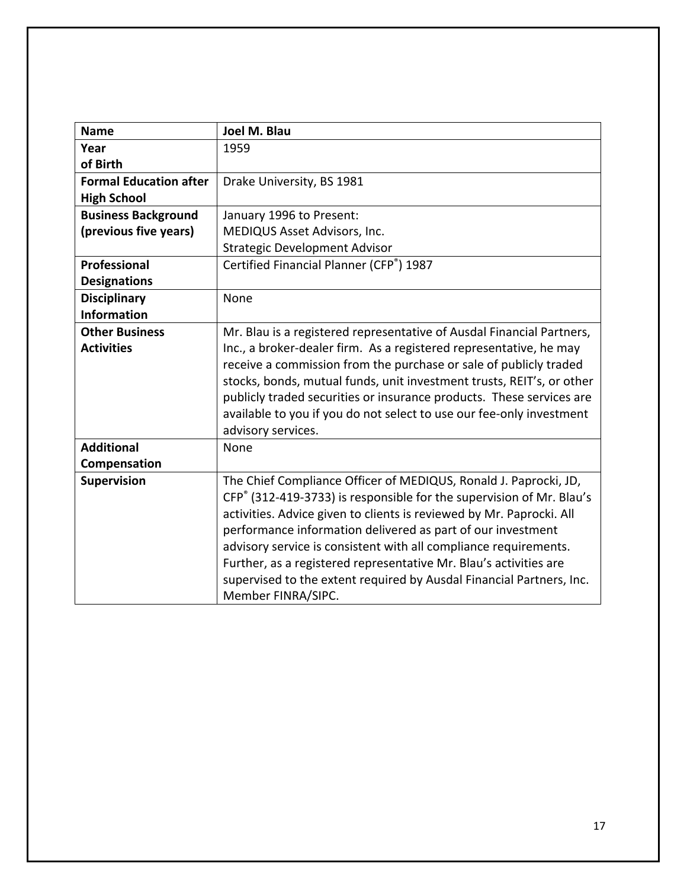| Name | Joel M. Blau |
|---|---|
| Year of Birth | 1959 |
| Formal Education after High School | Drake University, BS 1981 |
| Business Background (previous five years) | January 1996 to Present:<br>MEDIQUS Asset Advisors, Inc.<br>Strategic Development Advisor |
| Professional Designations | Certified Financial Planner (CFP®) 1987 |
| Disciplinary Information | None |
| Other Business Activities | Mr. Blau is a registered representative of Ausdal Financial Partners, Inc., a broker-dealer firm. As a registered representative, he may receive a commission from the purchase or sale of publicly traded stocks, bonds, mutual funds, unit investment trusts, REIT's, or other publicly traded securities or insurance products. These services are available to you if you do not select to use our fee-only investment advisory services. |
| Additional Compensation | None |
| Supervision | The Chief Compliance Officer of MEDIQUS, Ronald J. Paprocki, JD, CFP® (312-419-3733) is responsible for the supervision of Mr. Blau's activities. Advice given to clients is reviewed by Mr. Paprocki. All performance information delivered as part of our investment advisory service is consistent with all compliance requirements. Further, as a registered representative Mr. Blau's activities are supervised to the extent required by Ausdal Financial Partners, Inc. Member FINRA/SIPC. |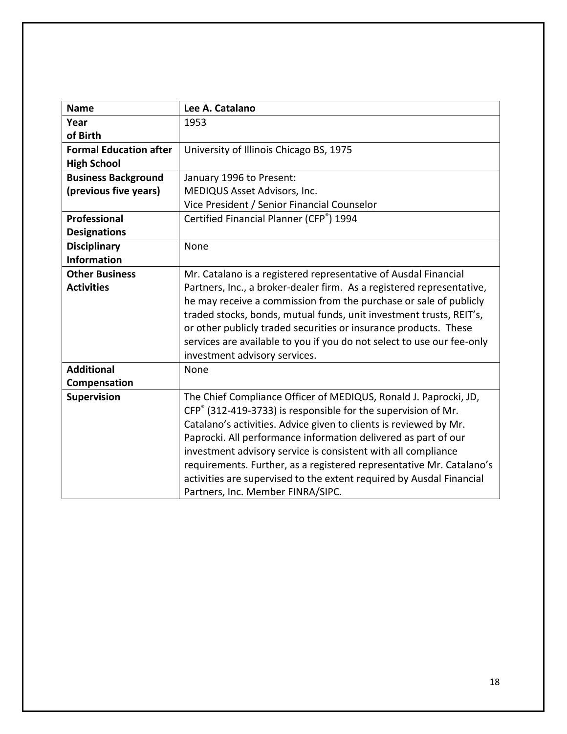| Name | Lee A. Catalano |
|---|---|
| Year of Birth | 1953 |
| Formal Education after High School | University of Illinois Chicago BS, 1975 |
| Business Background (previous five years) | January 1996 to Present:<br>MEDIQUS Asset Advisors, Inc.<br>Vice President / Senior Financial Counselor |
| Professional Designations | Certified Financial Planner (CFP®) 1994 |
| Disciplinary Information | None |
| Other Business Activities | Mr. Catalano is a registered representative of Ausdal Financial Partners, Inc., a broker-dealer firm. As a registered representative, he may receive a commission from the purchase or sale of publicly traded stocks, bonds, mutual funds, unit investment trusts, REIT's, or other publicly traded securities or insurance products. These services are available to you if you do not select to use our fee-only investment advisory services. |
| Additional Compensation | None |
| Supervision | The Chief Compliance Officer of MEDIQUS, Ronald J. Paprocki, JD, CFP® (312-419-3733) is responsible for the supervision of Mr. Catalano's activities. Advice given to clients is reviewed by Mr. Paprocki. All performance information delivered as part of our investment advisory service is consistent with all compliance requirements. Further, as a registered representative Mr. Catalano's activities are supervised to the extent required by Ausdal Financial Partners, Inc. Member FINRA/SIPC. |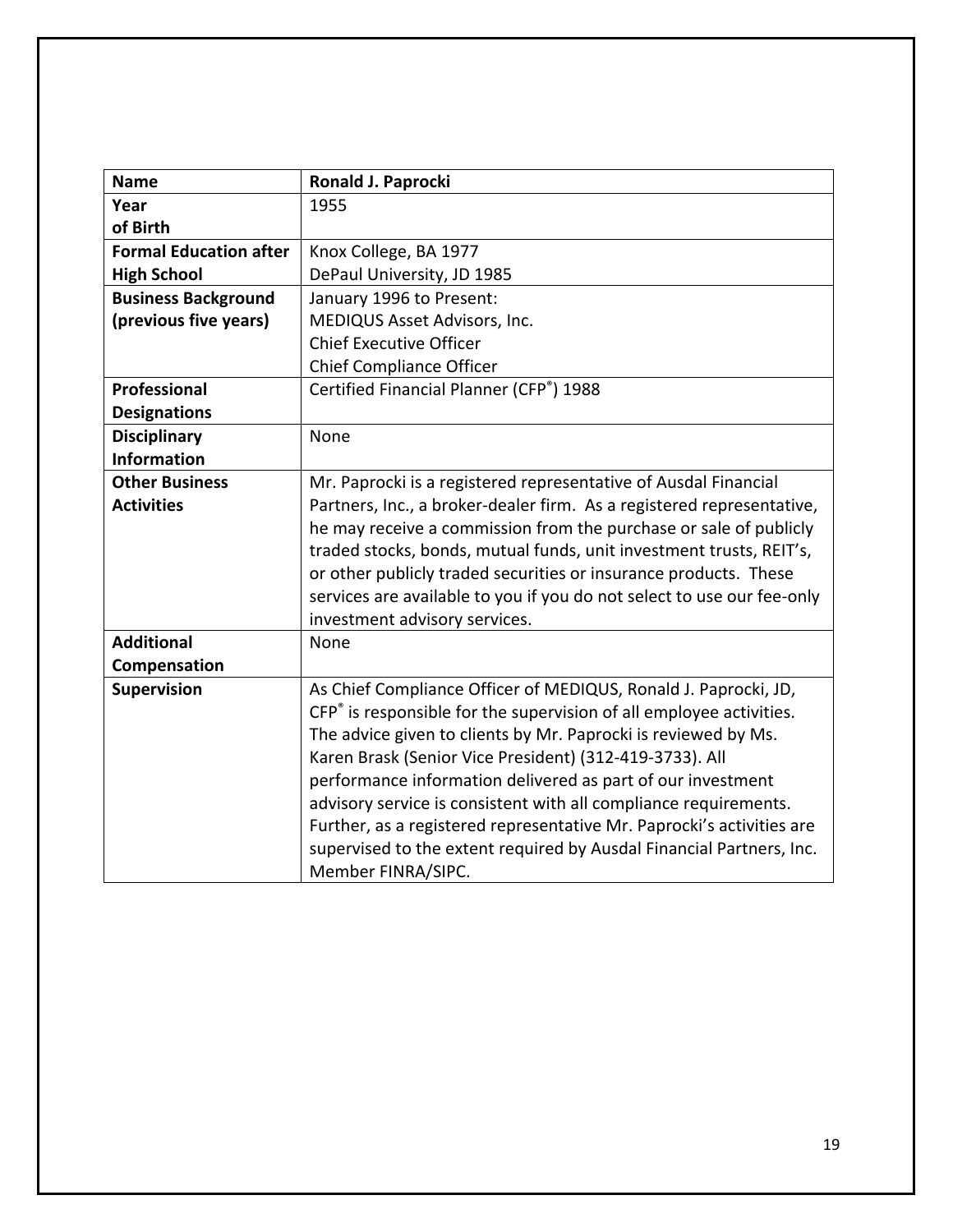| **Name** | **Ronald J. Paprocki** |
|---|---|
| **Year of Birth** | 1955 |
| **Formal Education after High School** | Knox College, BA 1977<br>DePaul University, JD 1985 |
| **Business Background (previous five years)** | January 1996 to Present:<br>MEDIQUS Asset Advisors, Inc.<br>Chief Executive Officer<br>Chief Compliance Officer |
| **Professional Designations** | Certified Financial Planner (CFP®) 1988 |
| **Disciplinary Information** | None |
| **Other Business Activities** | Mr. Paprocki is a registered representative of Ausdal Financial Partners, Inc., a broker-dealer firm. As a registered representative, he may receive a commission from the purchase or sale of publicly traded stocks, bonds, mutual funds, unit investment trusts, REIT's, or other publicly traded securities or insurance products. These services are available to you if you do not select to use our fee-only investment advisory services. |
| **Additional Compensation** | None |
| **Supervision** | As Chief Compliance Officer of MEDIQUS, Ronald J. Paprocki, JD, CFP® is responsible for the supervision of all employee activities. The advice given to clients by Mr. Paprocki is reviewed by Ms. Karen Brask (Senior Vice President) (312-419-3733). All performance information delivered as part of our investment advisory service is consistent with all compliance requirements. Further, as a registered representative Mr. Paprocki's activities are supervised to the extent required by Ausdal Financial Partners, Inc. Member FINRA/SIPC. |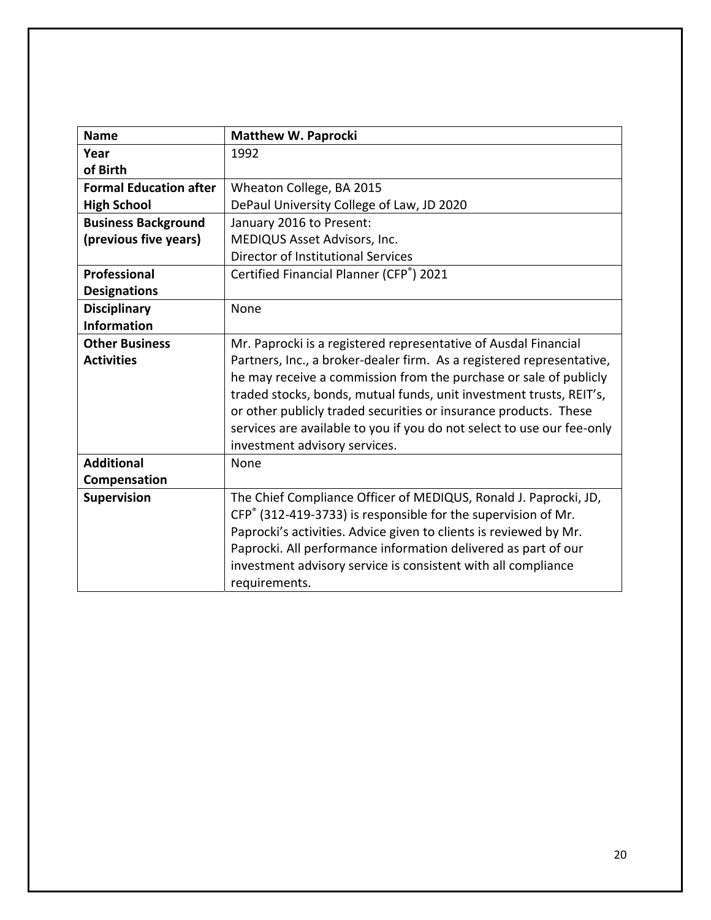| **Name** | **Matthew W. Paprocki** |
|---|---|
| **Year of Birth** | 1992 |
| **Formal Education after High School** | Wheaton College, BA 2015<br>DePaul University College of Law, JD 2020 |
| **Business Background (previous five years)** | January 2016 to Present:<br>MEDIQUS Asset Advisors, Inc.<br>Director of Institutional Services |
| **Professional Designations** | Certified Financial Planner (CFP®) 2021 |
| **Disciplinary Information** | None |
| **Other Business Activities** | Mr. Paprocki is a registered representative of Ausdal Financial Partners, Inc., a broker-dealer firm. As a registered representative, he may receive a commission from the purchase or sale of publicly traded stocks, bonds, mutual funds, unit investment trusts, REIT's, or other publicly traded securities or insurance products. These services are available to you if you do not select to use our fee-only investment advisory services. |
| **Additional Compensation** | None |
| **Supervision** | The Chief Compliance Officer of MEDIQUS, Ronald J. Paprocki, JD, CFP® (312-419-3733) is responsible for the supervision of Mr. Paprocki's activities. Advice given to clients is reviewed by Mr. Paprocki. All performance information delivered as part of our investment advisory service is consistent with all compliance requirements. |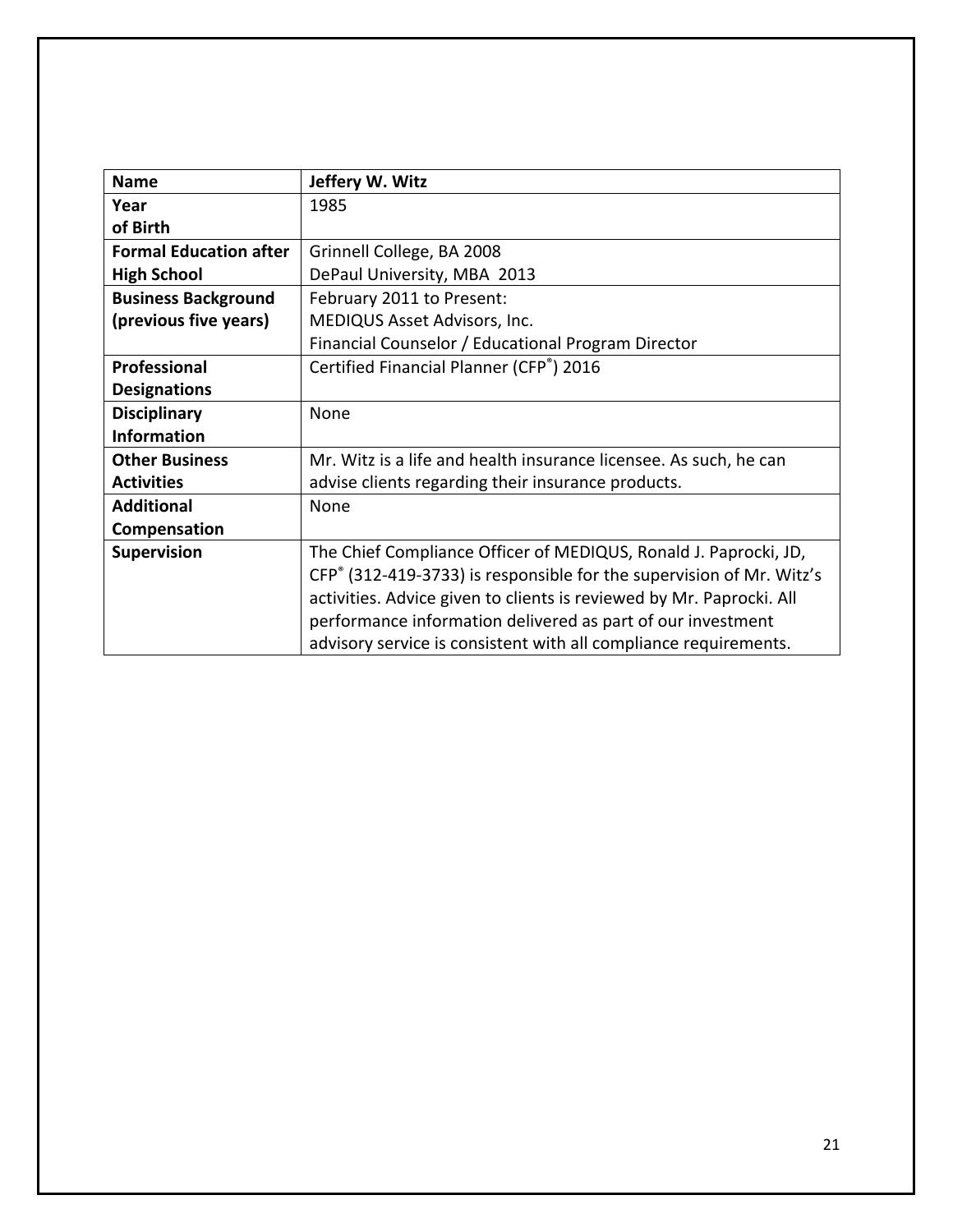| **Name** | **Jeffery W. Witz** |
|---|---|
| **Year of Birth** | 1985 |
| **Formal Education after High School** | Grinnell College, BA 2008<br>DePaul University, MBA 2013 |
| **Business Background (previous five years)** | February 2011 to Present:<br>MEDIQUS Asset Advisors, Inc.<br>Financial Counselor / Educational Program Director |
| **Professional Designations** | Certified Financial Planner (CFP®) 2016 |
| **Disciplinary Information** | None |
| **Other Business Activities** | Mr. Witz is a life and health insurance licensee. As such, he can advise clients regarding their insurance products. |
| **Additional Compensation** | None |
| **Supervision** | The Chief Compliance Officer of MEDIQUS, Ronald J. Paprocki, JD, CFP® (312-419-3733) is responsible for the supervision of Mr. Witz's activities. Advice given to clients is reviewed by Mr. Paprocki. All performance information delivered as part of our investment advisory service is consistent with all compliance requirements. |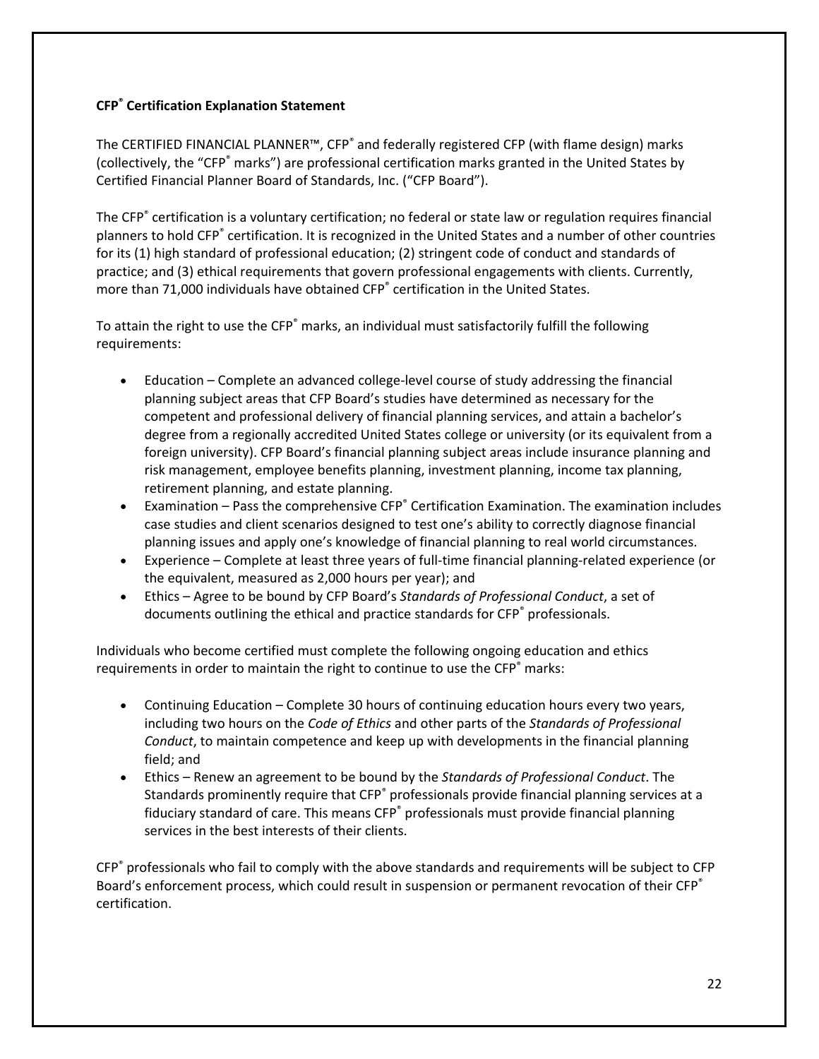**CFP® Certification Explanation Statement**

The CERTIFIED FINANCIAL PLANNER™, CFP® and federally registered CFP (with flame design) marks (collectively, the "CFP® marks") are professional certification marks granted in the United States by Certified Financial Planner Board of Standards, Inc. ("CFP Board").

The CFP® certification is a voluntary certification; no federal or state law or regulation requires financial planners to hold CFP® certification. It is recognized in the United States and a number of other countries for its (1) high standard of professional education; (2) stringent code of conduct and standards of practice; and (3) ethical requirements that govern professional engagements with clients. Currently, more than 71,000 individuals have obtained CFP® certification in the United States.

To attain the right to use the CFP® marks, an individual must satisfactorily fulfill the following requirements:

- Education – Complete an advanced college-level course of study addressing the financial planning subject areas that CFP Board's studies have determined as necessary for the competent and professional delivery of financial planning services, and attain a bachelor's degree from a regionally accredited United States college or university (or its equivalent from a foreign university). CFP Board's financial planning subject areas include insurance planning and risk management, employee benefits planning, investment planning, income tax planning, retirement planning, and estate planning.
- Examination – Pass the comprehensive CFP® Certification Examination. The examination includes case studies and client scenarios designed to test one's ability to correctly diagnose financial planning issues and apply one's knowledge of financial planning to real world circumstances.
- Experience – Complete at least three years of full-time financial planning-related experience (or the equivalent, measured as 2,000 hours per year); and
- Ethics – Agree to be bound by CFP Board's *Standards of Professional Conduct*, a set of documents outlining the ethical and practice standards for CFP® professionals.

Individuals who become certified must complete the following ongoing education and ethics requirements in order to maintain the right to continue to use the CFP® marks:

- Continuing Education – Complete 30 hours of continuing education hours every two years, including two hours on the *Code of Ethics* and other parts of the *Standards of Professional Conduct*, to maintain competence and keep up with developments in the financial planning field; and
- Ethics – Renew an agreement to be bound by the *Standards of Professional Conduct*. The Standards prominently require that CFP® professionals provide financial planning services at a fiduciary standard of care. This means CFP® professionals must provide financial planning services in the best interests of their clients.

CFP® professionals who fail to comply with the above standards and requirements will be subject to CFP Board's enforcement process, which could result in suspension or permanent revocation of their CFP® certification.